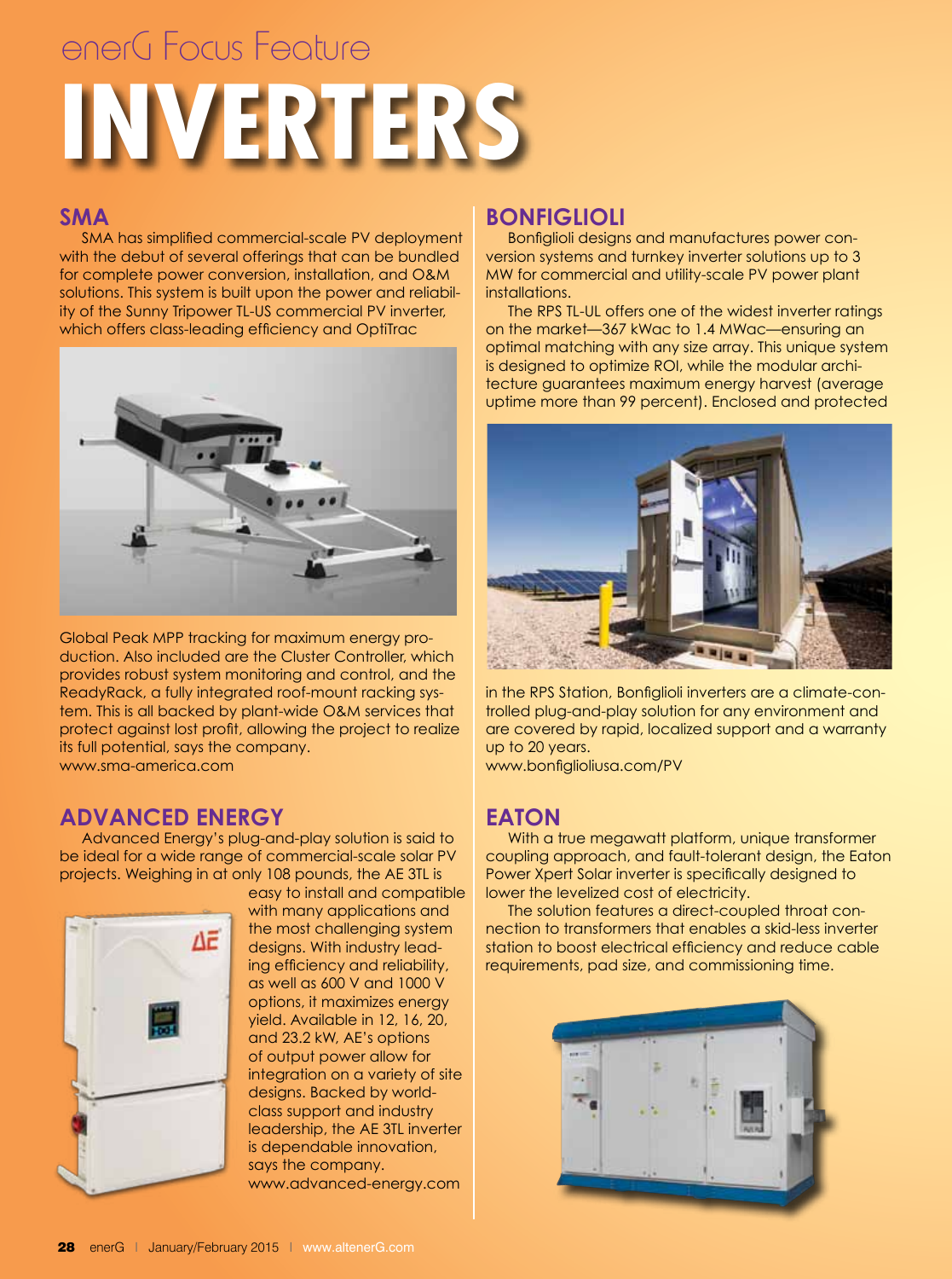enerG Focus Feature

# INVERTERS

## SMA

SMA has simplified commercial-scale PV deployment with the debut of several offerings that can be bundled for complete power conversion, installation, and O&M solutions. This system is built upon the power and reliability of the Sunny Tripower TL-US commercial PV inverter, which offers class-leading efficiency and OptiTrac Global Peak MPP tracking for maximum energy production. Also included are the Cluster Controller, which provides robust system monitoring and control, and the ReadyRack, a fully integrated roof-mount racking system. This is all backed by plant-wide O&M services that protect against lost profit, allowing the project to realize its full potential, says the company.
www.sma-america.com

## ADVANCED ENERGY

Advanced Energy's plug-and-play solution is said to be ideal for a wide range of commercial-scale solar PV projects. Weighing in at only 108 pounds, the AE 3TL is easy to install and compatible with many applications and the most challenging system designs. With industry leading efficiency and reliability, as well as 600 V and 1000 V options, it maximizes energy yield. Available in 12, 16, 20, and 23.2 kW, AE's options of output power allow for integration on a variety of site designs. Backed by world-class support and industry leadership, the AE 3TL inverter is dependable innovation, says the company.
www.advanced-energy.com

## BONFIGLIOLI

Bonfiglioli designs and manufactures power conversion systems and turnkey inverter solutions up to 3 MW for commercial and utility-scale PV power plant installations.

The RPS TL-UL offers one of the widest inverter ratings on the market—367 kWac to 1.4 MWac—ensuring an optimal matching with any size array. This unique system is designed to optimize ROI, while the modular architecture guarantees maximum energy harvest (average uptime more than 99 percent). Enclosed and protected in the RPS Station, Bonfiglioli inverters are a climate-controlled plug-and-play solution for any environment and are covered by rapid, localized support and a warranty up to 20 years.
www.bonfiglioliusa.com/PV

## EATON

With a true megawatt platform, unique transformer coupling approach, and fault-tolerant design, the Eaton Power Xpert Solar inverter is specifically designed to lower the levelized cost of electricity.

The solution features a direct-coupled throat connection to transformers that enables a skid-less inverter station to boost electrical efficiency and reduce cable requirements, pad size, and commissioning time.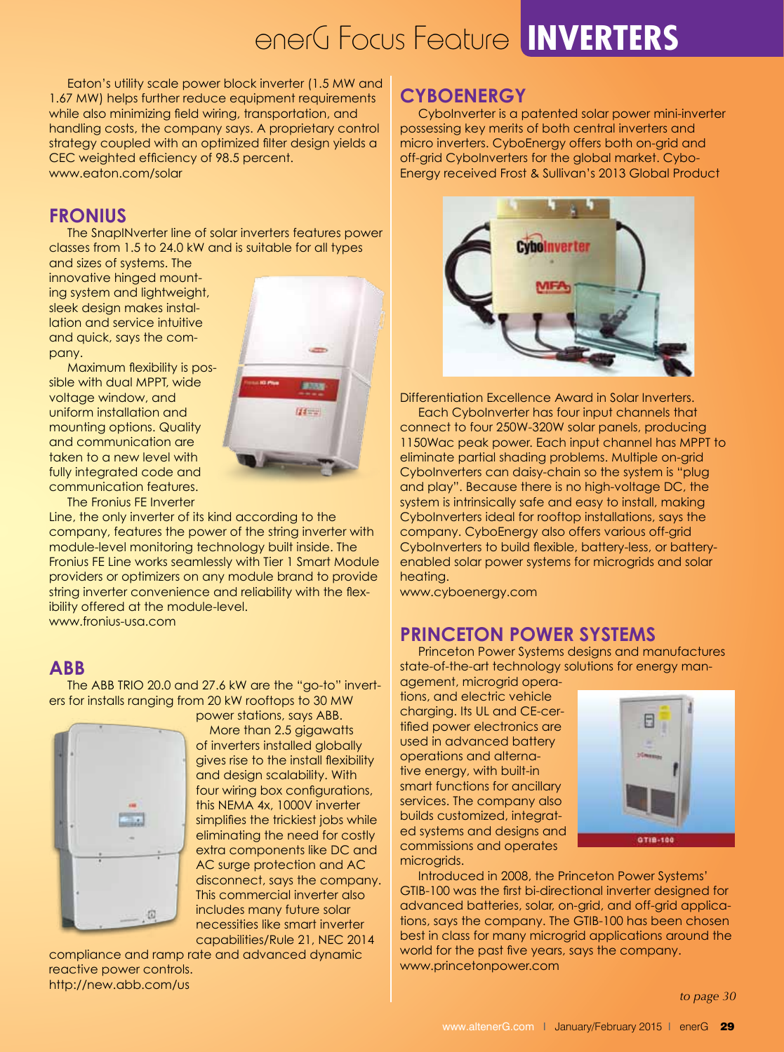# enerG Focus Feature **INVERTERS**

Eaton's utility scale power block inverter (1.5 MW and 1.67 MW) helps further reduce equipment requirements while also minimizing field wiring, transportation, and handling costs, the company says. A proprietary control strategy coupled with an optimized filter design yields a CEC weighted efficiency of 98.5 percent.
www.eaton.com/solar

## FRONIUS

The SnapINverter line of solar inverters features power classes from 1.5 to 24.0 kW and is suitable for all types and sizes of systems. The innovative hinged mounting system and lightweight, sleek design makes installation and service intuitive and quick, says the company.

Maximum flexibility is possible with dual MPPT, wide voltage window, and uniform installation and mounting options. Quality and communication are taken to a new level with fully integrated code and communication features.

The Fronius FE Inverter Line, the only inverter of its kind according to the company, features the power of the string inverter with module-level monitoring technology built inside. The Fronius FE Line works seamlessly with Tier 1 Smart Module providers or optimizers on any module brand to provide string inverter convenience and reliability with the flexibility offered at the module-level.
www.fronius-usa.com

## ABB

The ABB TRIO 20.0 and 27.6 kW are the "go-to" inverters for installs ranging from 20 kW rooftops to 30 MW power stations, says ABB.

More than 2.5 gigawatts of inverters installed globally gives rise to the install flexibility and design scalability. With four wiring box configurations, this NEMA 4x, 1000V inverter simplifies the trickiest jobs while eliminating the need for costly extra components like DC and AC surge protection and AC disconnect, says the company. This commercial inverter also includes many future solar necessities like smart inverter capabilities/Rule 21, NEC 2014 compliance and ramp rate and advanced dynamic reactive power controls.
http://new.abb.com/us

## CYBOENERGY

CyboInverter is a patented solar power mini-inverter possessing key merits of both central inverters and micro inverters. CyboEnergy offers both on-grid and off-grid CyboInverters for the global market. CyboEnergy received Frost & Sullivan's 2013 Global Product Differentiation Excellence Award in Solar Inverters.

Each CyboInverter has four input channels that connect to four 250W-320W solar panels, producing 1150Wac peak power. Each input channel has MPPT to eliminate partial shading problems. Multiple on-grid CyboInverters can daisy-chain so the system is "plug and play". Because there is no high-voltage DC, the system is intrinsically safe and easy to install, making CyboInverters ideal for rooftop installations, says the company. CyboEnergy also offers various off-grid CyboInverters to build flexible, battery-less, or battery-enabled solar power systems for microgrids and solar heating.
www.cyboenergy.com

## PRINCETON POWER SYSTEMS

Princeton Power Systems designs and manufactures state-of-the-art technology solutions for energy management, microgrid operations, and electric vehicle charging. Its UL and CE-certified power electronics are used in advanced battery operations and alternative energy, with built-in smart functions for ancillary services. The company also builds customized, integrated systems and designs and commissions and operates microgrids.

Introduced in 2008, the Princeton Power Systems' GTIB-100 was the first bi-directional inverter designed for advanced batteries, solar, on-grid, and off-grid applications, says the company. The GTIB-100 has been chosen best in class for many microgrid applications around the world for the past five years, says the company.
www.princetonpower.com

*to page 30*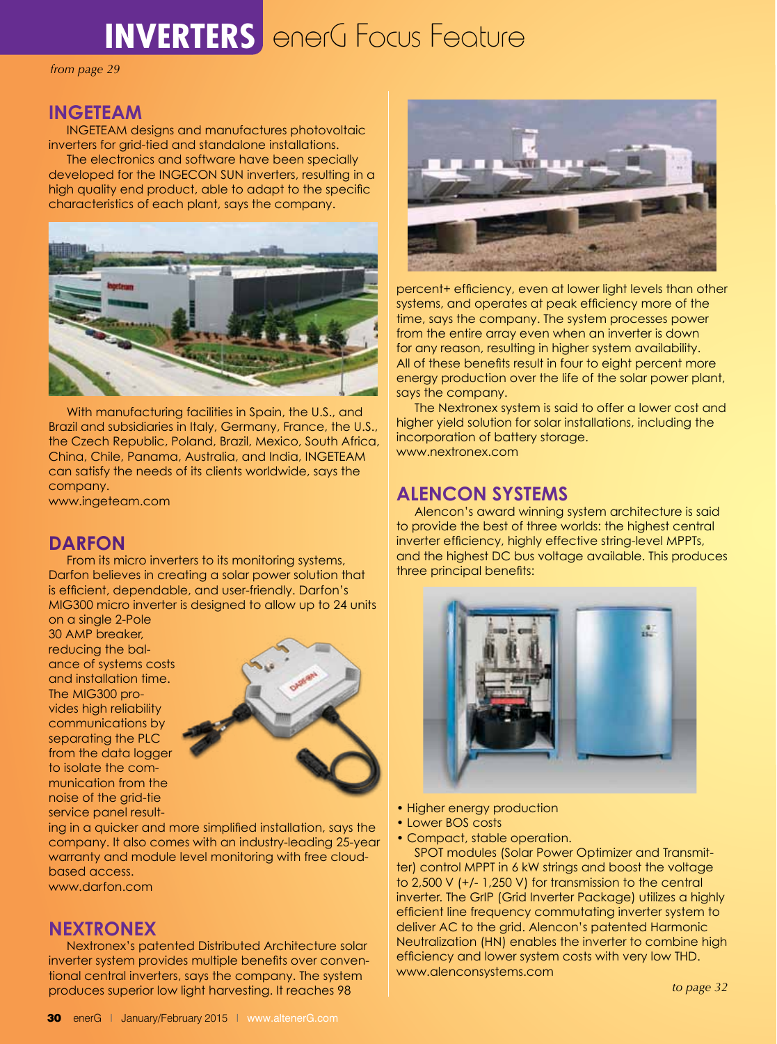# INVERTERS enerG Focus Feature

*from page 29*

## INGETEAM

INGETEAM designs and manufactures photovoltaic inverters for grid-tied and standalone installations.

The electronics and software have been specially developed for the INGECON SUN inverters, resulting in a high quality end product, able to adapt to the specific characteristics of each plant, says the company.

With manufacturing facilities in Spain, the U.S., and Brazil and subsidiaries in Italy, Germany, France, the U.S., the Czech Republic, Poland, Brazil, Mexico, South Africa, China, Chile, Panama, Australia, and India, INGETEAM can satisfy the needs of its clients worldwide, says the company.

www.ingeteam.com

## DARFON

From its micro inverters to its monitoring systems, Darfon believes in creating a solar power solution that is efficient, dependable, and user-friendly. Darfon's MIG300 micro inverter is designed to allow up to 24 units on a single 2-Pole 30 AMP breaker, reducing the balance of systems costs and installation time. The MIG300 provides high reliability communications by separating the PLC from the data logger to isolate the communication from the noise of the grid-tie service panel resulting in a quicker and more simplified installation, says the company. It also comes with an industry-leading 25-year warranty and module level monitoring with free cloud-based access.

www.darfon.com

## NEXTRONEX

Nextronex's patented Distributed Architecture solar inverter system provides multiple benefits over conventional central inverters, says the company. The system produces superior low light harvesting. It reaches 98 percent+ efficiency, even at lower light levels than other systems, and operates at peak efficiency more of the time, says the company. The system processes power from the entire array even when an inverter is down for any reason, resulting in higher system availability. All of these benefits result in four to eight percent more energy production over the life of the solar power plant, says the company.

The Nextronex system is said to offer a lower cost and higher yield solution for solar installations, including the incorporation of battery storage.

www.nextronex.com

## ALENCON SYSTEMS

Alencon's award winning system architecture is said to provide the best of three worlds: the highest central inverter efficiency, highly effective string-level MPPTs, and the highest DC bus voltage available. This produces three principal benefits:

- Higher energy production
- Lower BOS costs
- Compact, stable operation.

SPOT modules (Solar Power Optimizer and Transmitter) control MPPT in 6 kW strings and boost the voltage to 2,500 V (+/- 1,250 V) for transmission to the central inverter. The GrIP (Grid Inverter Package) utilizes a highly efficient line frequency commutating inverter system to deliver AC to the grid. Alencon's patented Harmonic Neutralization (HN) enables the inverter to combine high efficiency and lower system costs with very low THD.

www.alenconsystems.com

*to page 32*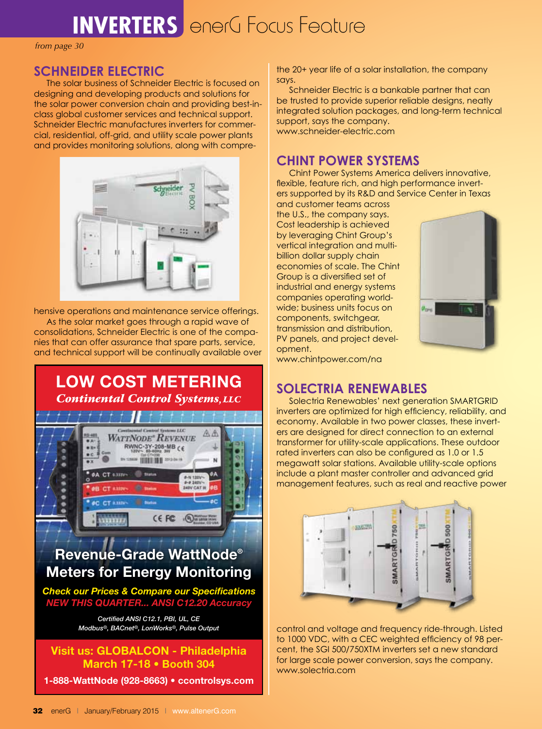# INVERTERS enerG Focus Feature

*from page 30*

## SCHNEIDER ELECTRIC

The solar business of Schneider Electric is focused on designing and developing products and solutions for the solar power conversion chain and providing best-in-class global customer services and technical support. Schneider Electric manufactures inverters for commercial, residential, off-grid, and utility scale power plants and provides monitoring solutions, along with comprehensive operations and maintenance service offerings.

As the solar market goes through a rapid wave of consolidations, Schneider Electric is one of the companies that can offer assurance that spare parts, service, and technical support will be continually available over the 20+ year life of a solar installation, the company says.

Schneider Electric is a bankable partner that can be trusted to provide superior reliable designs, neatly integrated solution packages, and long-term technical support, says the company.
www.schneider-electric.com

## CHINT POWER SYSTEMS

Chint Power Systems America delivers innovative, flexible, feature rich, and high performance inverters supported by its R&D and Service Center in Texas and customer teams across the U.S., the company says. Cost leadership is achieved by leveraging Chint Group's vertical integration and multi-billion dollar supply chain economies of scale. The Chint Group is a diversified set of industrial and energy systems companies operating worldwide; business units focus on components, switchgear, transmission and distribution, PV panels, and project development.
www.chintpower.com/na

## SOLECTRIA RENEWABLES

Solectria Renewables' next generation SMARTGRID inverters are optimized for high efficiency, reliability, and economy. Available in two power classes, these inverters are designed for direct connection to an external transformer for utility-scale applications. These outdoor rated inverters can also be configured as 1.0 or 1.5 megawatt solar stations. Available utility-scale options include a plant master controller and advanced grid management features, such as real and reactive power control and voltage and frequency ride-through. Listed to 1000 VDC, with a CEC weighted efficiency of 98 percent, the SGI 500/750XTM inverters set a new standard for large scale power conversion, says the company.
www.solectria.com

---

**LOW COST METERING**
*Continental Control Systems, LLC*

**Revenue-Grade WattNode® Meters for Energy Monitoring**

*Check our Prices & Compare our Specifications*
*NEW THIS QUARTER... ANSI C12.20 Accuracy*

*Certified ANSI C12.1, PBI, UL, CE*
*Modbus®, BACnet®, LonWorks®, Pulse Output*

**Visit us: GLOBALCON - Philadelphia March 17-18 • Booth 304**

**1-888-WattNode (928-8663) • ccontrolsys.com**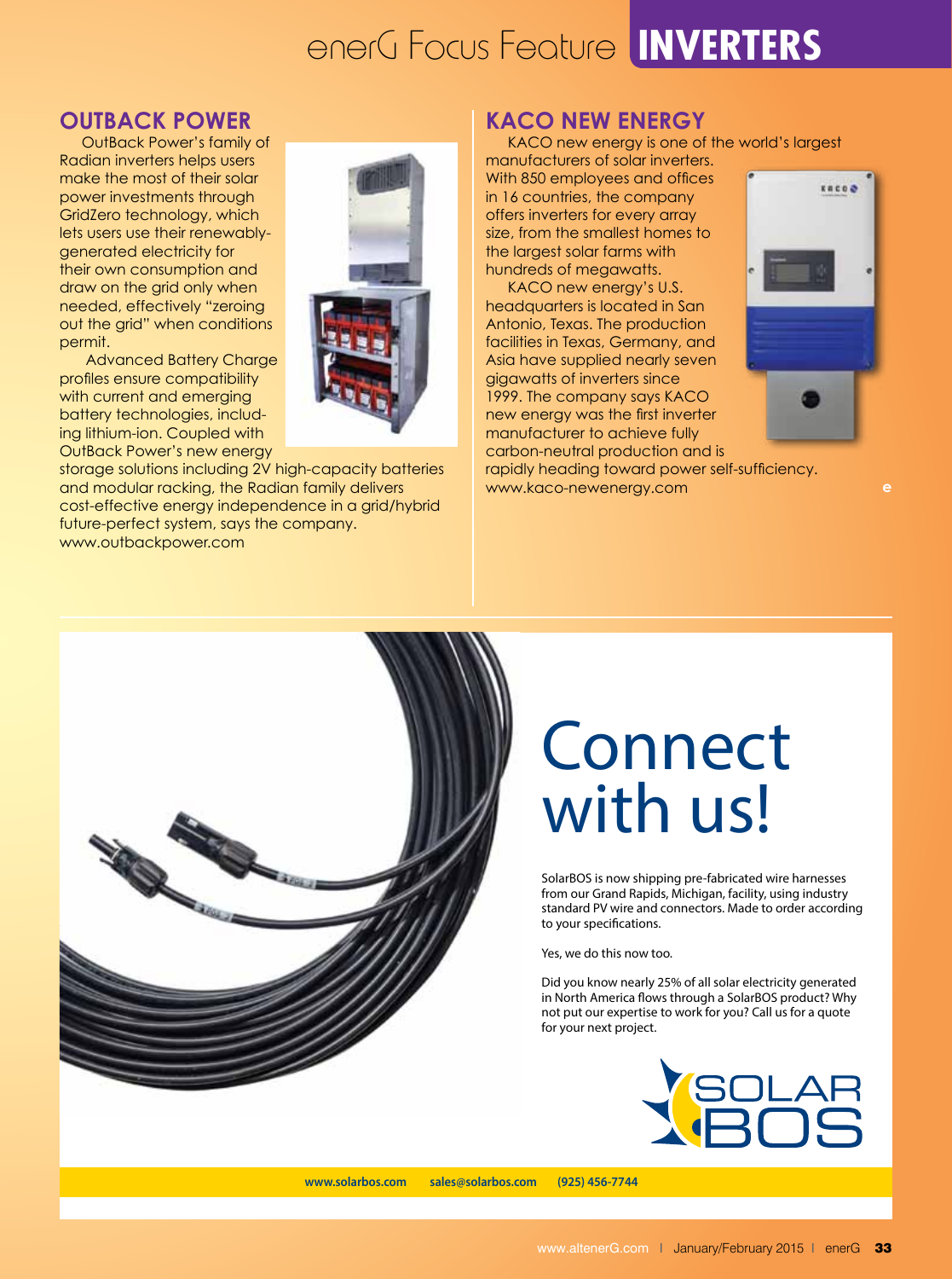## OUTBACK POWER

OutBack Power's family of Radian inverters helps users make the most of their solar power investments through GridZero technology, which lets users use their renewably-generated electricity for their own consumption and draw on the grid only when needed, effectively "zeroing out the grid" when conditions permit.

Advanced Battery Charge profiles ensure compatibility with current and emerging battery technologies, including lithium-ion. Coupled with OutBack Power's new energy storage solutions including 2V high-capacity batteries and modular racking, the Radian family delivers cost-effective energy independence in a grid/hybrid future-perfect system, says the company.
www.outbackpower.com

## KACO NEW ENERGY

KACO new energy is one of the world's largest manufacturers of solar inverters. With 850 employees and offices in 16 countries, the company offers inverters for every array size, from the smallest homes to the largest solar farms with hundreds of megawatts.

KACO new energy's U.S. headquarters is located in San Antonio, Texas. The production facilities in Texas, Germany, and Asia have supplied nearly seven gigawatts of inverters since 1999. The company says KACO new energy was the first inverter manufacturer to achieve fully carbon-neutral production and is rapidly heading toward power self-sufficiency.
www.kaco-newenergy.com

# Connect with us!

SolarBOS is now shipping pre-fabricated wire harnesses from our Grand Rapids, Michigan, facility, using industry standard PV wire and connectors. Made to order according to your specifications.

Yes, we do this now too.

Did you know nearly 25% of all solar electricity generated in North America flows through a SolarBOS product? Why not put our expertise to work for you? Call us for a quote for your next project.

SOLAR BOS

www.solarbos.com sales@solarbos.com (925) 456-7744